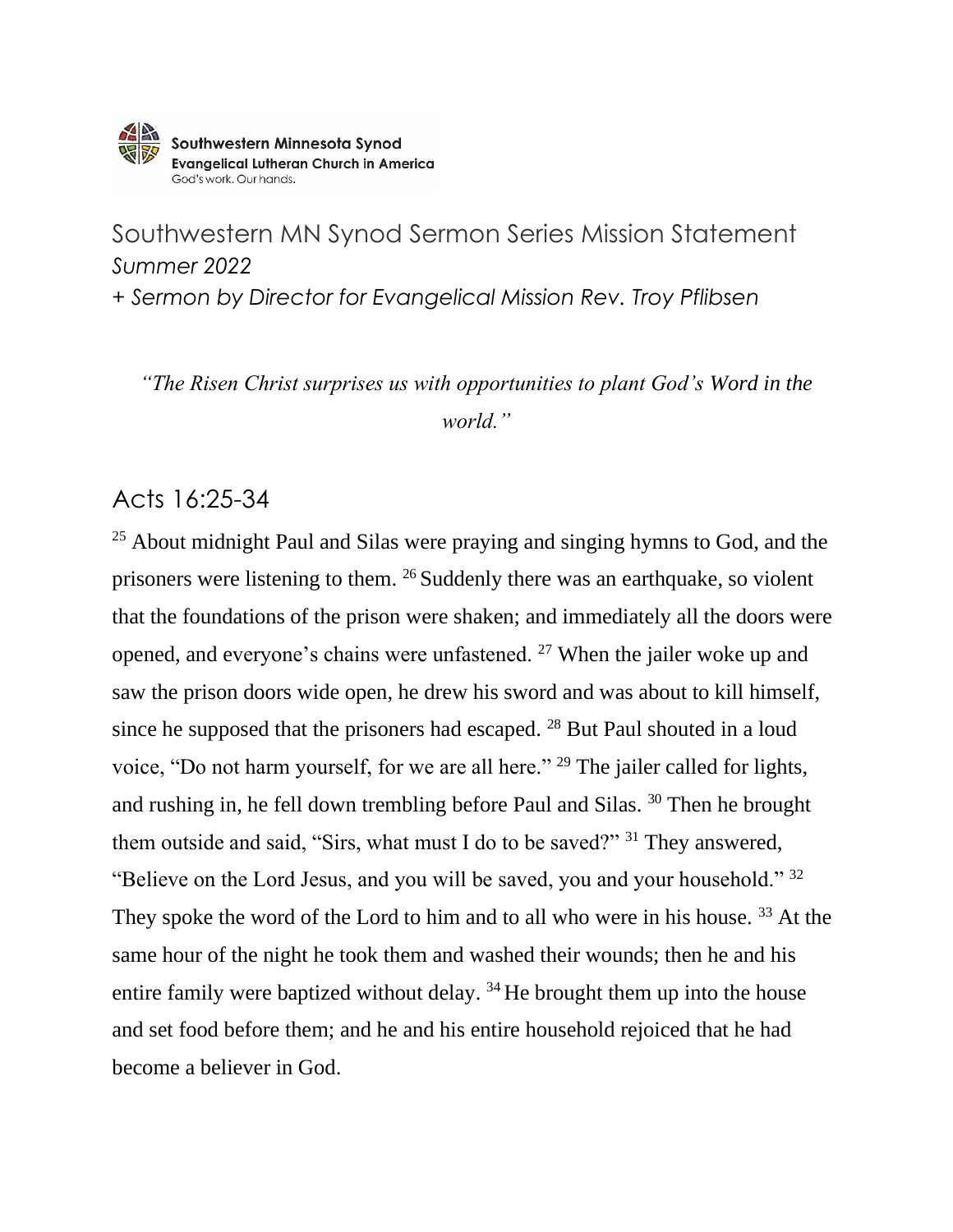Southwestern Minnesota Synod
Evangelical Lutheran Church in America
God's work. Our hands.

# Southwestern MN Synod Sermon Series Mission Statement

*Summer 2022*

*+ Sermon by Director for Evangelical Mission Rev. Troy Pflibsen*

*"The Risen Christ surprises us with opportunities to plant God's Word in the world."*

## Acts 16:25-34

[25] About midnight Paul and Silas were praying and singing hymns to God, and the prisoners were listening to them. [26] Suddenly there was an earthquake, so violent that the foundations of the prison were shaken; and immediately all the doors were opened, and everyone's chains were unfastened. [27] When the jailer woke up and saw the prison doors wide open, he drew his sword and was about to kill himself, since he supposed that the prisoners had escaped. [28] But Paul shouted in a loud voice, "Do not harm yourself, for we are all here." [29] The jailer called for lights, and rushing in, he fell down trembling before Paul and Silas. [30] Then he brought them outside and said, "Sirs, what must I do to be saved?" [31] They answered, "Believe on the Lord Jesus, and you will be saved, you and your household." [32] They spoke the word of the Lord to him and to all who were in his house. [33] At the same hour of the night he took them and washed their wounds; then he and his entire family were baptized without delay. [34] He brought them up into the house and set food before them; and he and his entire household rejoiced that he had become a believer in God.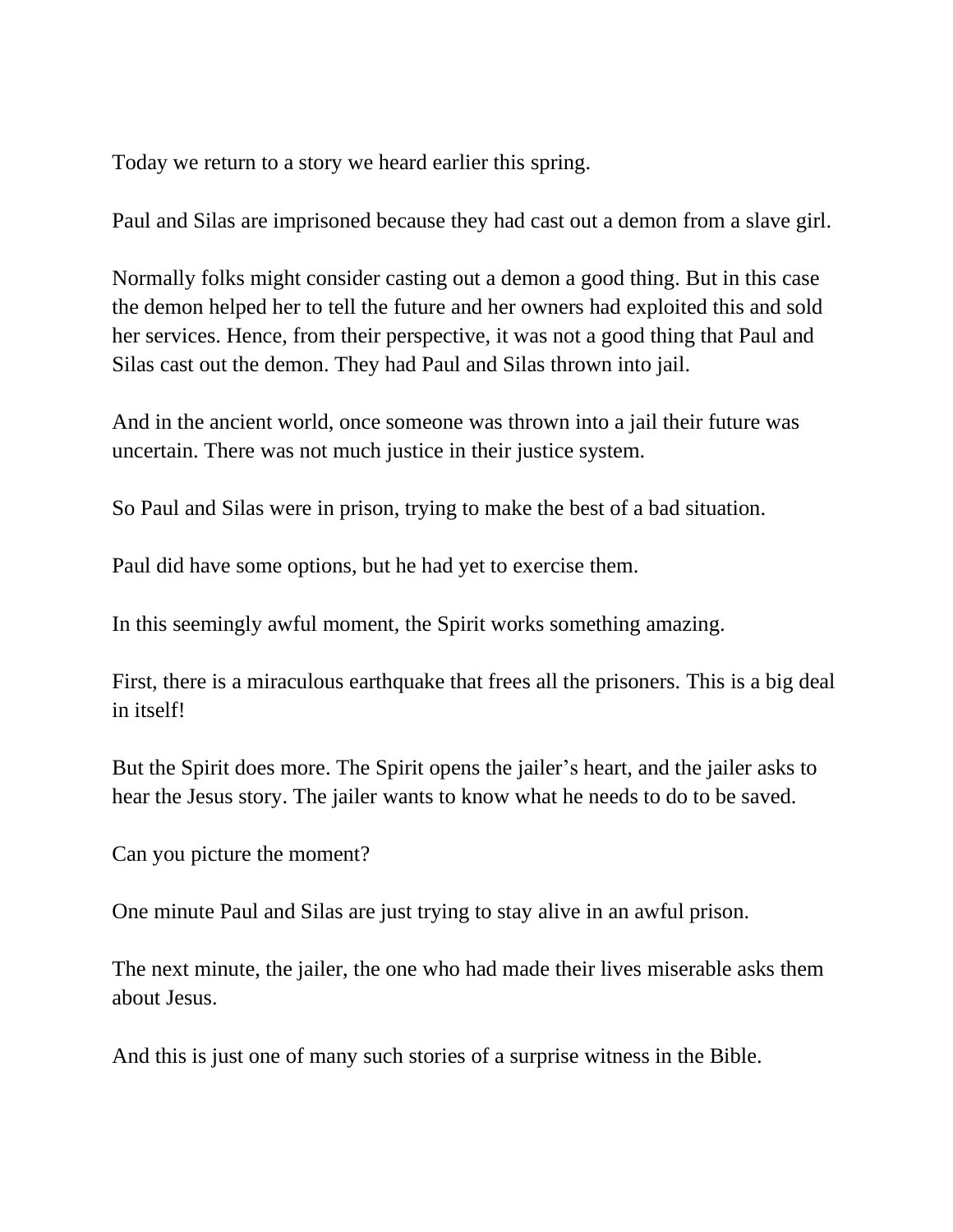Today we return to a story we heard earlier this spring.

Paul and Silas are imprisoned because they had cast out a demon from a slave girl.

Normally folks might consider casting out a demon a good thing. But in this case the demon helped her to tell the future and her owners had exploited this and sold her services. Hence, from their perspective, it was not a good thing that Paul and Silas cast out the demon. They had Paul and Silas thrown into jail.

And in the ancient world, once someone was thrown into a jail their future was uncertain. There was not much justice in their justice system.

So Paul and Silas were in prison, trying to make the best of a bad situation.

Paul did have some options, but he had yet to exercise them.

In this seemingly awful moment, the Spirit works something amazing.

First, there is a miraculous earthquake that frees all the prisoners. This is a big deal in itself!

But the Spirit does more. The Spirit opens the jailer's heart, and the jailer asks to hear the Jesus story. The jailer wants to know what he needs to do to be saved.

Can you picture the moment?

One minute Paul and Silas are just trying to stay alive in an awful prison.

The next minute, the jailer, the one who had made their lives miserable asks them about Jesus.

And this is just one of many such stories of a surprise witness in the Bible.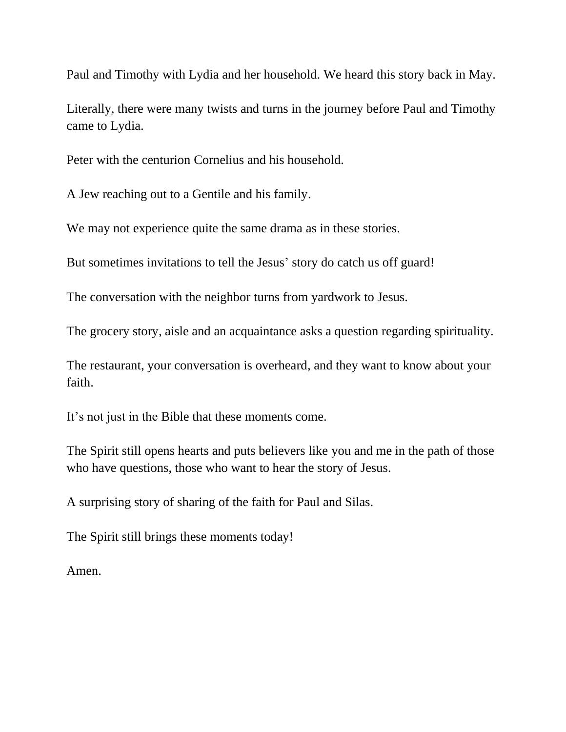Paul and Timothy with Lydia and her household. We heard this story back in May.

Literally, there were many twists and turns in the journey before Paul and Timothy came to Lydia.

Peter with the centurion Cornelius and his household.

A Jew reaching out to a Gentile and his family.

We may not experience quite the same drama as in these stories.

But sometimes invitations to tell the Jesus' story do catch us off guard!

The conversation with the neighbor turns from yardwork to Jesus.

The grocery story, aisle and an acquaintance asks a question regarding spirituality.

The restaurant, your conversation is overheard, and they want to know about your faith.

It's not just in the Bible that these moments come.

The Spirit still opens hearts and puts believers like you and me in the path of those who have questions, those who want to hear the story of Jesus.

A surprising story of sharing of the faith for Paul and Silas.

The Spirit still brings these moments today!

Amen.